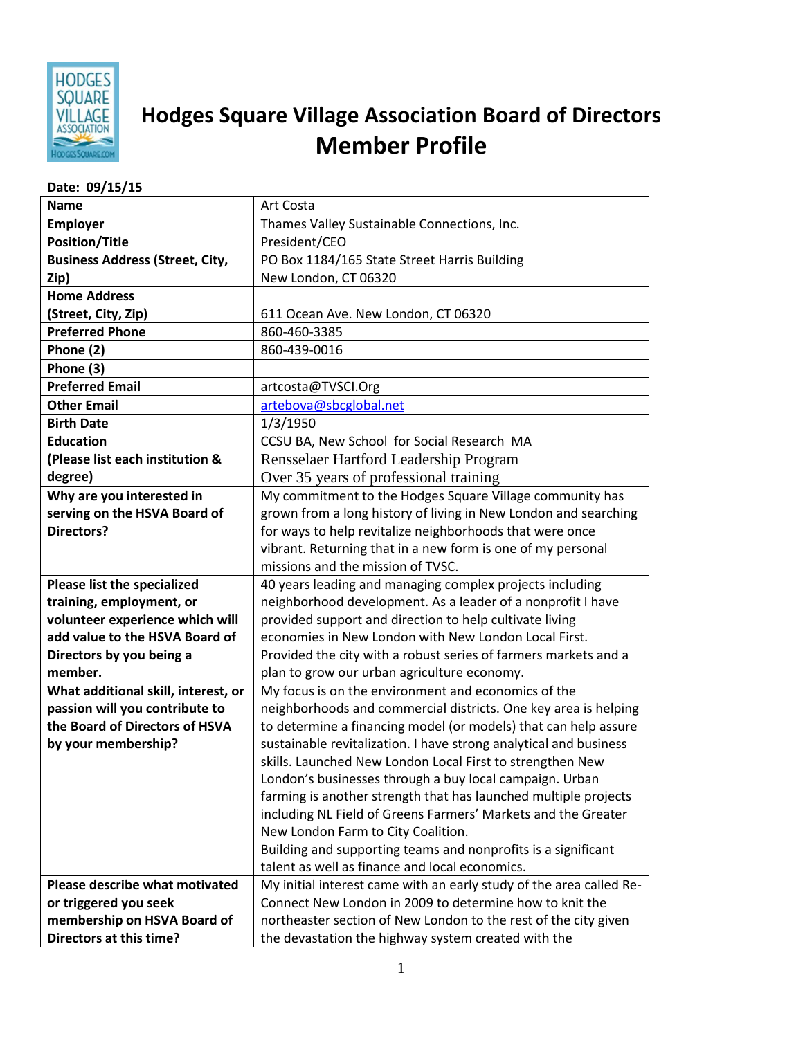# Hodges Square Village Association Board of Directors Member Profile

**Date: 09/15/15**

| | |
|---|---|
| **Name** | Art Costa |
| **Employer** | Thames Valley Sustainable Connections, Inc. |
| **Position/Title** | President/CEO |
| **Business Address (Street, City, Zip)** | PO Box 1184/165 State Street Harris Building<br>New London, CT 06320 |
| **Home Address (Street, City, Zip)** | 611 Ocean Ave. New London, CT 06320 |
| **Preferred Phone** | 860-460-3385 |
| **Phone (2)** | 860-439-0016 |
| **Phone (3)** | |
| **Preferred Email** | artcosta@TVSCI.Org |
| **Other Email** | artebova@sbcglobal.net |
| **Birth Date** | 1/3/1950 |
| **Education (Please list each institution & degree)** | CCSU BA, New School for Social Research MA<br>Rensselaer Hartford Leadership Program<br>Over 35 years of professional training |
| **Why are you interested in serving on the HSVA Board of Directors?** | My commitment to the Hodges Square Village community has grown from a long history of living in New London and searching for ways to help revitalize neighborhoods that were once vibrant. Returning that in a new form is one of my personal missions and the mission of TVSC. |
| **Please list the specialized training, employment, or volunteer experience which will add value to the HSVA Board of Directors by you being a member.** | 40 years leading and managing complex projects including neighborhood development. As a leader of a nonprofit I have provided support and direction to help cultivate living economies in New London with New London Local First. Provided the city with a robust series of farmers markets and a plan to grow our urban agriculture economy. |
| **What additional skill, interest, or passion will you contribute to the Board of Directors of HSVA by your membership?** | My focus is on the environment and economics of the neighborhoods and commercial districts. One key area is helping to determine a financing model (or models) that can help assure sustainable revitalization. I have strong analytical and business skills. Launched New London Local First to strengthen New London's businesses through a buy local campaign. Urban farming is another strength that has launched multiple projects including NL Field of Greens Farmers' Markets and the Greater New London Farm to City Coalition.<br>Building and supporting teams and nonprofits is a significant talent as well as finance and local economics. |
| **Please describe what motivated or triggered you seek membership on HSVA Board of Directors at this time?** | My initial interest came with an early study of the area called Re-Connect New London in 2009 to determine how to knit the northeaster section of New London to the rest of the city given the devastation the highway system created with the |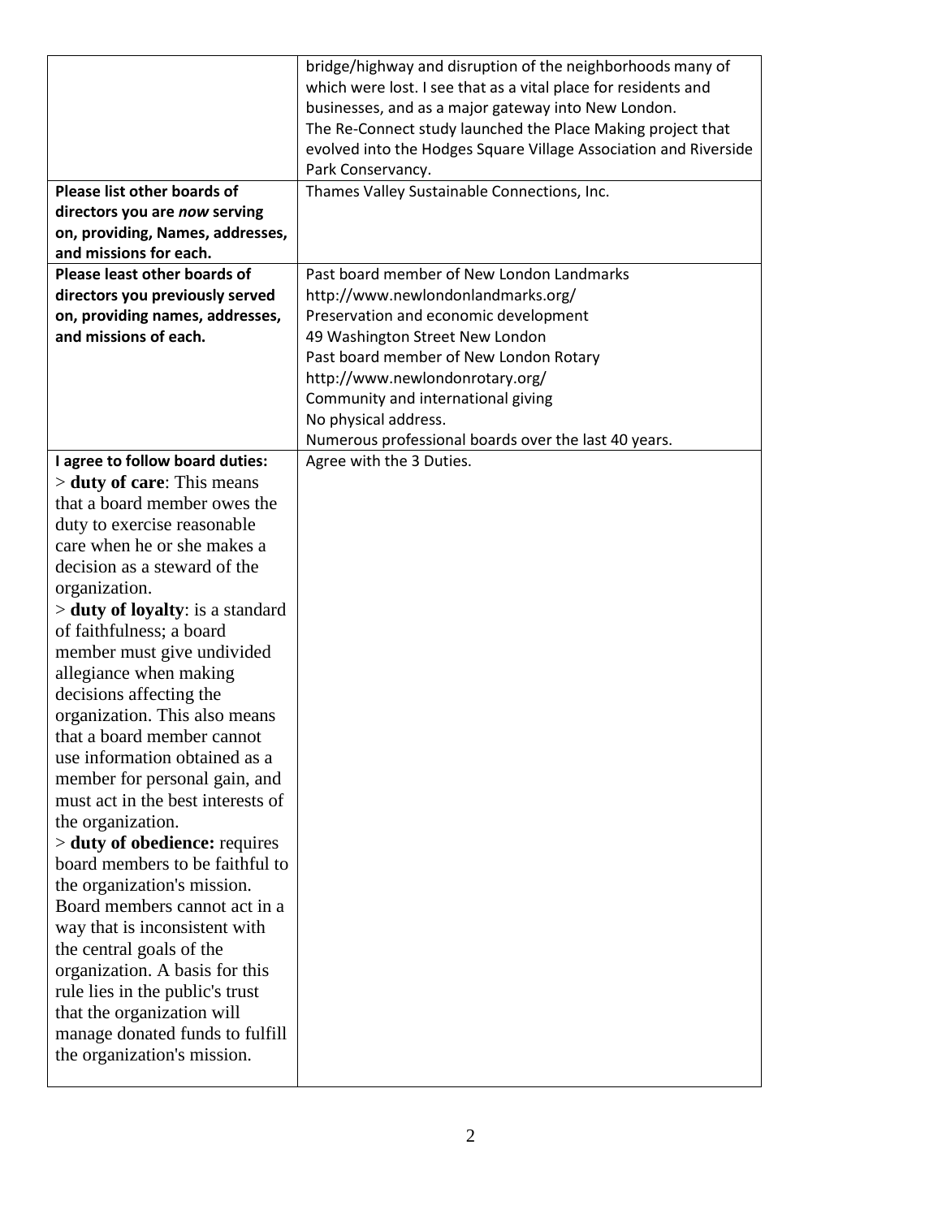| | |
|---|---|
| | bridge/highway and disruption of the neighborhoods many of which were lost. I see that as a vital place for residents and businesses, and as a major gateway into New London.<br>The Re-Connect study launched the Place Making project that evolved into the Hodges Square Village Association and Riverside Park Conservancy. |
| **Please list other boards of directors you are *now* serving on, providing, Names, addresses, and missions for each.** | Thames Valley Sustainable Connections, Inc. |
| **Please least other boards of directors you previously served on, providing names, addresses, and missions of each.** | Past board member of New London Landmarks<br>http://www.newlondonlandmarks.org/<br>Preservation and economic development<br>49 Washington Street New London<br>Past board member of New London Rotary<br>http://www.newlondonrotary.org/<br>Community and international giving<br>No physical address.<br>Numerous professional boards over the last 40 years. |
| **I agree to follow board duties:**<br>> **duty of care**: This means that a board member owes the duty to exercise reasonable care when he or she makes a decision as a steward of the organization.<br>> **duty of loyalty**: is a standard of faithfulness; a board member must give undivided allegiance when making decisions affecting the organization. This also means that a board member cannot use information obtained as a member for personal gain, and must act in the best interests of the organization.<br>> **duty of obedience:** requires board members to be faithful to the organization's mission. Board members cannot act in a way that is inconsistent with the central goals of the organization. A basis for this rule lies in the public's trust that the organization will manage donated funds to fulfill the organization's mission. | Agree with the 3 Duties. |